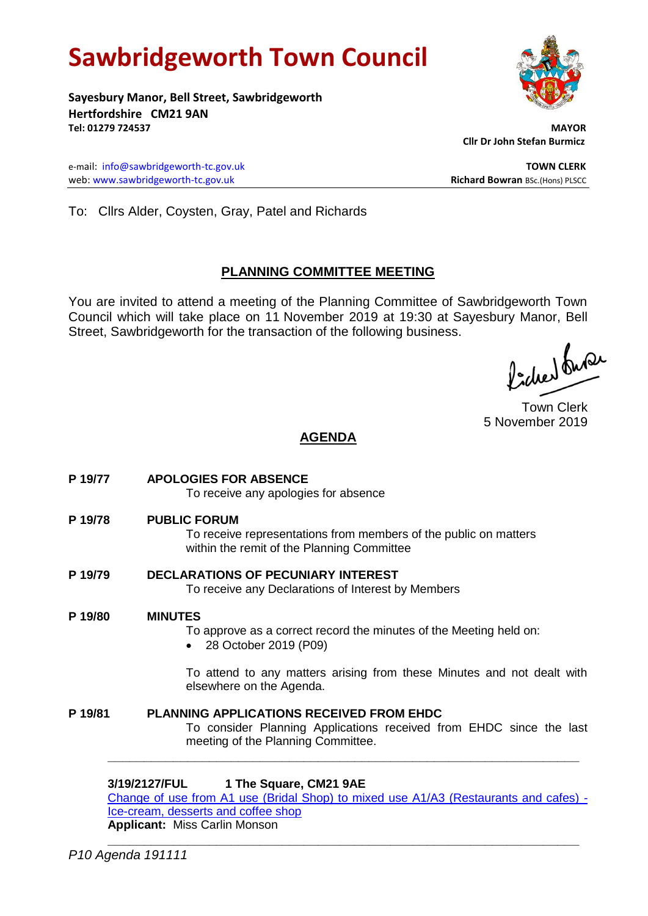# Sawbridgeworth Town Council

**Sayesbury Manor, Bell Street, Sawbridgeworth**
**Hertfordshire CM21 9AN**
**Tel: 01279 724537**

**MAYOR**
**Cllr Dr John Stefan Burmicz**

e-mail: info@sawbridgeworth-tc.gov.uk
web: www.sawbridgeworth-tc.gov.uk

**TOWN CLERK**
**Richard Bowran** BSc.(Hons) PLSCC

To: Cllrs Alder, Coysten, Gray, Patel and Richards

## PLANNING COMMITTEE MEETING

You are invited to attend a meeting of the Planning Committee of Sawbridgeworth Town Council which will take place on 11 November 2019 at 19:30 at Sayesbury Manor, Bell Street, Sawbridgeworth for the transaction of the following business.

Town Clerk
5 November 2019

## AGENDA

**P 19/77 APOLOGIES FOR ABSENCE**
To receive any apologies for absence

**P 19/78 PUBLIC FORUM**
To receive representations from members of the public on matters within the remit of the Planning Committee

**P 19/79 DECLARATIONS OF PECUNIARY INTEREST**
To receive any Declarations of Interest by Members

**P 19/80 MINUTES**
To approve as a correct record the minutes of the Meeting held on:

- 28 October 2019 (P09)

To attend to any matters arising from these Minutes and not dealt with elsewhere on the Agenda.

**P 19/81 PLANNING APPLICATIONS RECEIVED FROM EHDC**
To consider Planning Applications received from EHDC since the last meeting of the Planning Committee.

---

**3/19/2127/FUL 1 The Square, CM21 9AE**
Change of use from A1 use (Bridal Shop) to mixed use A1/A3 (Restaurants and cafes) - Ice-cream, desserts and coffee shop
**Applicant:** Miss Carlin Monson

---

*P10 Agenda 191111*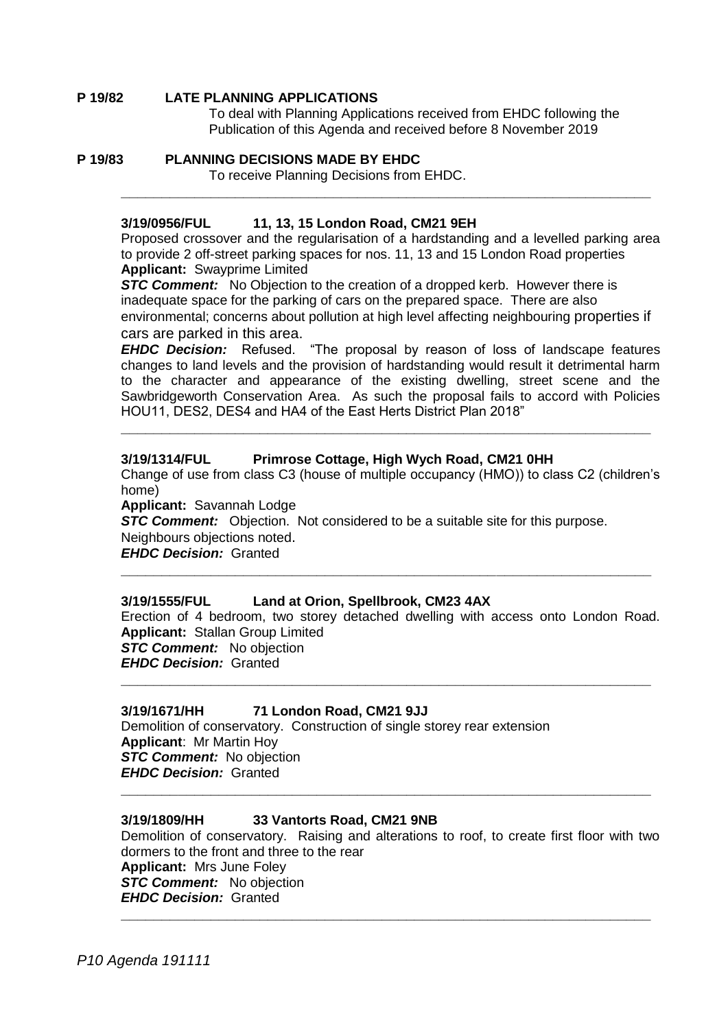**P 19/82 LATE PLANNING APPLICATIONS**

To deal with Planning Applications received from EHDC following the Publication of this Agenda and received before 8 November 2019

**P 19/83 PLANNING DECISIONS MADE BY EHDC**

To receive Planning Decisions from EHDC.

---

**3/19/0956/FUL 11, 13, 15 London Road, CM21 9EH**

Proposed crossover and the regularisation of a hardstanding and a levelled parking area to provide 2 off-street parking spaces for nos. 11, 13 and 15 London Road properties

**Applicant:** Swayprime Limited

***STC Comment:*** No Objection to the creation of a dropped kerb. However there is inadequate space for the parking of cars on the prepared space. There are also environmental; concerns about pollution at high level affecting neighbouring properties if cars are parked in this area.

***EHDC Decision:*** Refused. "The proposal by reason of loss of landscape features changes to land levels and the provision of hardstanding would result it detrimental harm to the character and appearance of the existing dwelling, street scene and the Sawbridgeworth Conservation Area. As such the proposal fails to accord with Policies HOU11, DES2, DES4 and HA4 of the East Herts District Plan 2018"

---

**3/19/1314/FUL Primrose Cottage, High Wych Road, CM21 0HH**

Change of use from class C3 (house of multiple occupancy (HMO)) to class C2 (children's home)

**Applicant:** Savannah Lodge

***STC Comment:*** Objection. Not considered to be a suitable site for this purpose. Neighbours objections noted.

***EHDC Decision:*** Granted

---

**3/19/1555/FUL Land at Orion, Spellbrook, CM23 4AX**

Erection of 4 bedroom, two storey detached dwelling with access onto London Road.

**Applicant:** Stallan Group Limited

***STC Comment:*** No objection

***EHDC Decision:*** Granted

---

**3/19/1671/HH 71 London Road, CM21 9JJ**

Demolition of conservatory. Construction of single storey rear extension

**Applicant**: Mr Martin Hoy

***STC Comment:*** No objection

***EHDC Decision:*** Granted

---

**3/19/1809/HH 33 Vantorts Road, CM21 9NB**

Demolition of conservatory. Raising and alterations to roof, to create first floor with two dormers to the front and three to the rear

**Applicant:** Mrs June Foley

***STC Comment:*** No objection

***EHDC Decision:*** Granted

---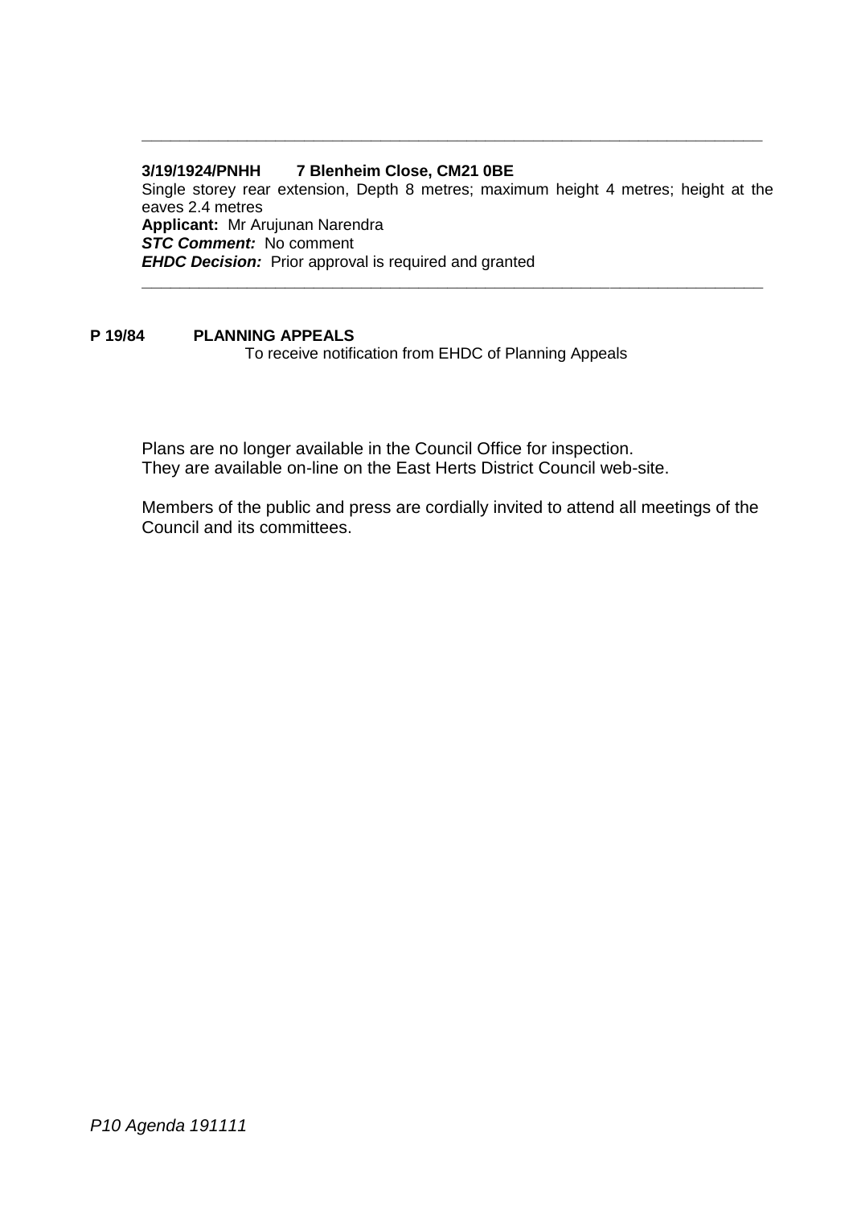---

**3/19/1924/PNHH 7 Blenheim Close, CM21 0BE**
Single storey rear extension, Depth 8 metres; maximum height 4 metres; height at the eaves 2.4 metres
**Applicant:** Mr Arujunan Narendra
***STC Comment:*** No comment
***EHDC Decision:*** Prior approval is required and granted

---

**P 19/84 PLANNING APPEALS**
To receive notification from EHDC of Planning Appeals

Plans are no longer available in the Council Office for inspection.
They are available on-line on the East Herts District Council web-site.

Members of the public and press are cordially invited to attend all meetings of the Council and its committees.